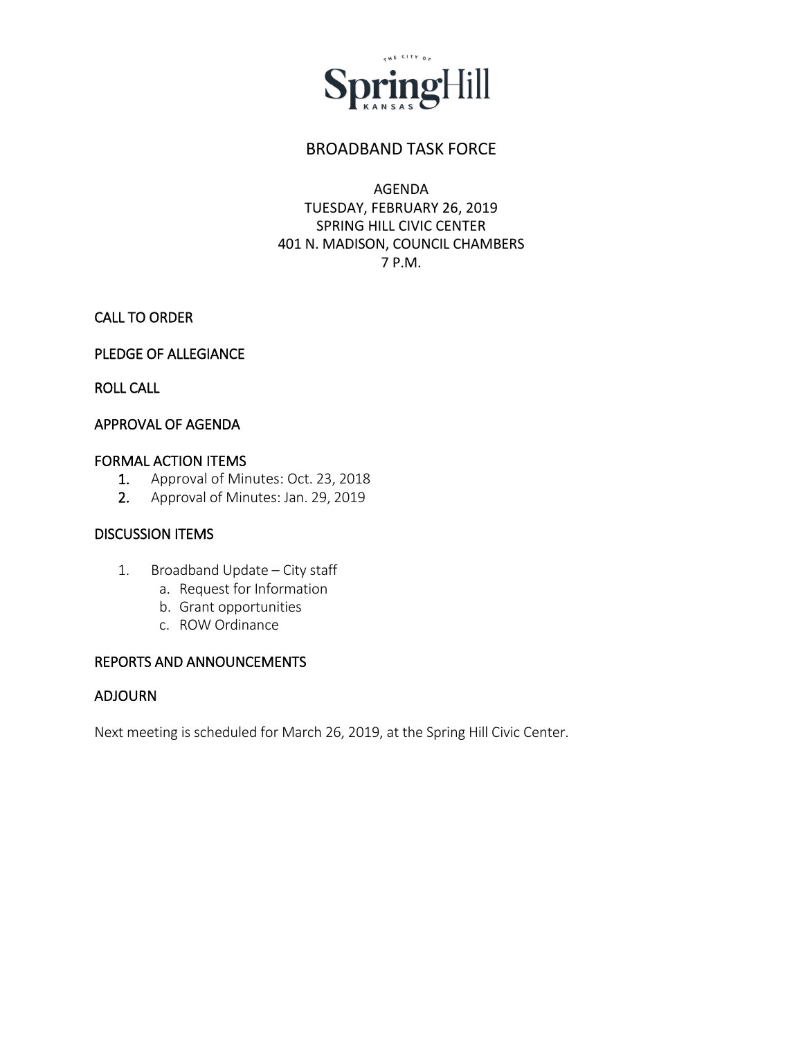THE CITY OF SpringHill KANSAS

# BROADBAND TASK FORCE

AGENDA
TUESDAY, FEBRUARY 26, 2019
SPRING HILL CIVIC CENTER
401 N. MADISON, COUNCIL CHAMBERS
7 P.M.

## CALL TO ORDER

## PLEDGE OF ALLEGIANCE

## ROLL CALL

## APPROVAL OF AGENDA

## FORMAL ACTION ITEMS

1. Approval of Minutes: Oct. 23, 2018
2. Approval of Minutes: Jan. 29, 2019

## DISCUSSION ITEMS

1. Broadband Update – City staff
   a. Request for Information
   b. Grant opportunities
   c. ROW Ordinance

## REPORTS AND ANNOUNCEMENTS

## ADJOURN

Next meeting is scheduled for March 26, 2019, at the Spring Hill Civic Center.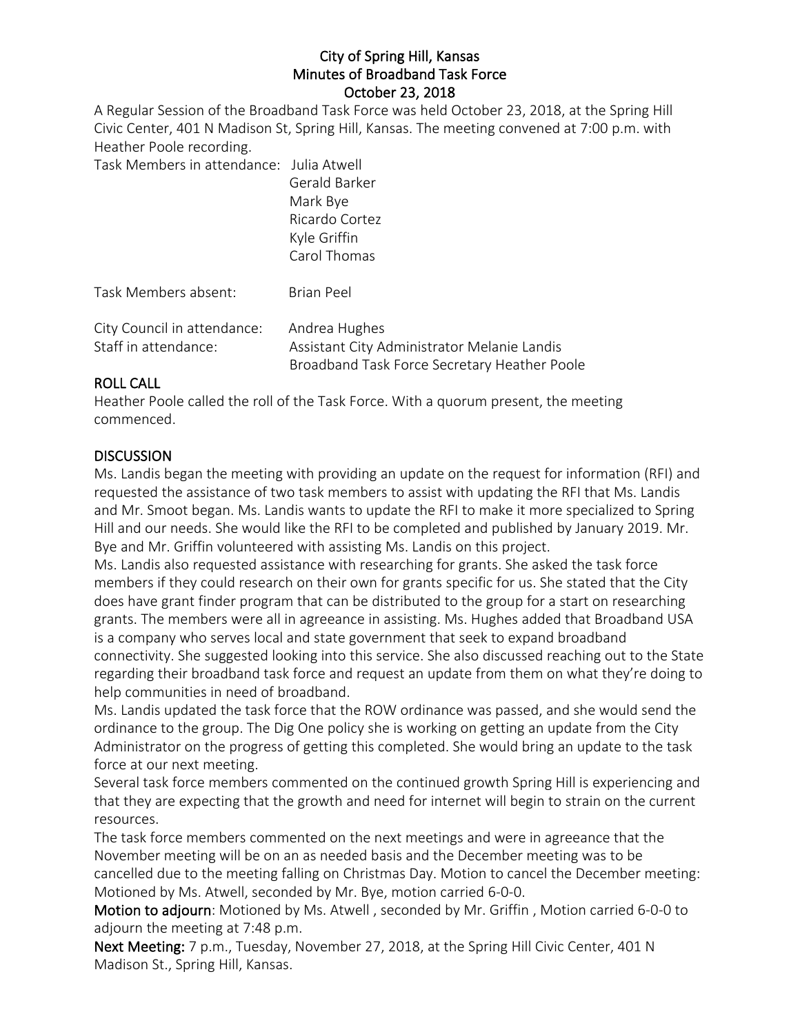# City of Spring Hill, Kansas
## Minutes of Broadband Task Force
## October 23, 2018

A Regular Session of the Broadband Task Force was held October 23, 2018, at the Spring Hill Civic Center, 401 N Madison St, Spring Hill, Kansas. The meeting convened at 7:00 p.m. with Heather Poole recording.

Task Members in attendance: Julia Atwell
Gerald Barker
Mark Bye
Ricardo Cortez
Kyle Griffin
Carol Thomas

Task Members absent: Brian Peel

City Council in attendance: Andrea Hughes
Staff in attendance: Assistant City Administrator Melanie Landis
Broadband Task Force Secretary Heather Poole

## ROLL CALL

Heather Poole called the roll of the Task Force. With a quorum present, the meeting commenced.

## DISCUSSION

Ms. Landis began the meeting with providing an update on the request for information (RFI) and requested the assistance of two task members to assist with updating the RFI that Ms. Landis and Mr. Smoot began. Ms. Landis wants to update the RFI to make it more specialized to Spring Hill and our needs. She would like the RFI to be completed and published by January 2019. Mr. Bye and Mr. Griffin volunteered with assisting Ms. Landis on this project.

Ms. Landis also requested assistance with researching for grants. She asked the task force members if they could research on their own for grants specific for us. She stated that the City does have grant finder program that can be distributed to the group for a start on researching grants. The members were all in agreeance in assisting. Ms. Hughes added that Broadband USA is a company who serves local and state government that seek to expand broadband connectivity. She suggested looking into this service. She also discussed reaching out to the State regarding their broadband task force and request an update from them on what they're doing to help communities in need of broadband.

Ms. Landis updated the task force that the ROW ordinance was passed, and she would send the ordinance to the group. The Dig One policy she is working on getting an update from the City Administrator on the progress of getting this completed. She would bring an update to the task force at our next meeting.

Several task force members commented on the continued growth Spring Hill is experiencing and that they are expecting that the growth and need for internet will begin to strain on the current resources.

The task force members commented on the next meetings and were in agreeance that the November meeting will be on an as needed basis and the December meeting was to be cancelled due to the meeting falling on Christmas Day. Motion to cancel the December meeting: Motioned by Ms. Atwell, seconded by Mr. Bye, motion carried 6-0-0.

**Motion to adjourn**: Motioned by Ms. Atwell , seconded by Mr. Griffin , Motion carried 6-0-0 to adjourn the meeting at 7:48 p.m.

**Next Meeting:** 7 p.m., Tuesday, November 27, 2018, at the Spring Hill Civic Center, 401 N Madison St., Spring Hill, Kansas.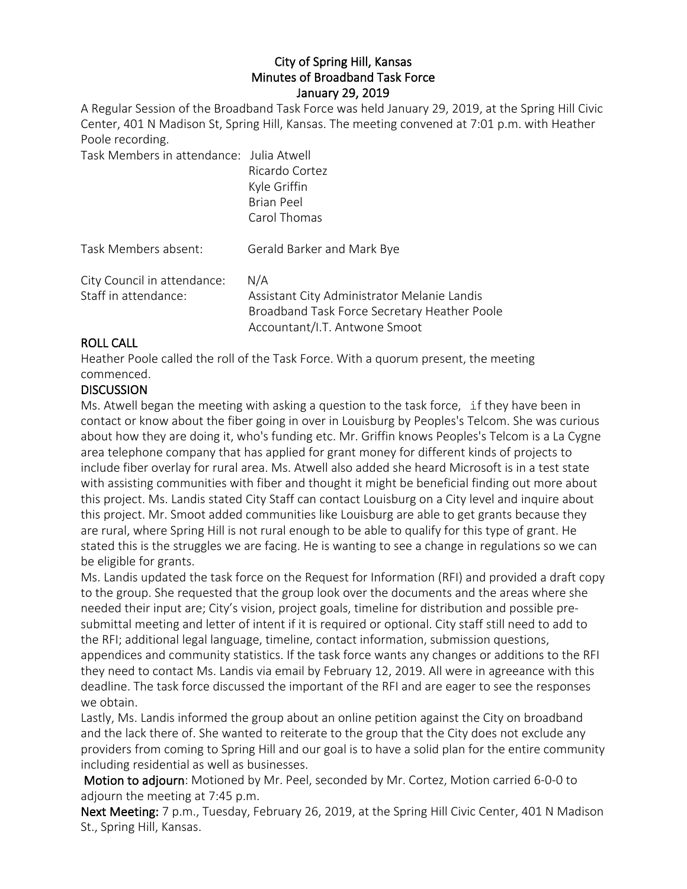# City of Spring Hill, Kansas
## Minutes of Broadband Task Force
## January 29, 2019

A Regular Session of the Broadband Task Force was held January 29, 2019, at the Spring Hill Civic Center, 401 N Madison St, Spring Hill, Kansas. The meeting convened at 7:01 p.m. with Heather Poole recording.

| | |
|---|---|
| Task Members in attendance: | Julia Atwell<br>Ricardo Cortez<br>Kyle Griffin<br>Brian Peel<br>Carol Thomas |
| Task Members absent: | Gerald Barker and Mark Bye |
| City Council in attendance: | N/A |
| Staff in attendance: | Assistant City Administrator Melanie Landis<br>Broadband Task Force Secretary Heather Poole<br>Accountant/I.T. Antwone Smoot |

**ROLL CALL**

Heather Poole called the roll of the Task Force. With a quorum present, the meeting commenced.

**DISCUSSION**

Ms. Atwell began the meeting with asking a question to the task force, if they have been in contact or know about the fiber going in over in Louisburg by Peoples's Telcom. She was curious about how they are doing it, who's funding etc. Mr. Griffin knows Peoples's Telcom is a La Cygne area telephone company that has applied for grant money for different kinds of projects to include fiber overlay for rural area. Ms. Atwell also added she heard Microsoft is in a test state with assisting communities with fiber and thought it might be beneficial finding out more about this project. Ms. Landis stated City Staff can contact Louisburg on a City level and inquire about this project. Mr. Smoot added communities like Louisburg are able to get grants because they are rural, where Spring Hill is not rural enough to be able to qualify for this type of grant. He stated this is the struggles we are facing. He is wanting to see a change in regulations so we can be eligible for grants.

Ms. Landis updated the task force on the Request for Information (RFI) and provided a draft copy to the group. She requested that the group look over the documents and the areas where she needed their input are; City's vision, project goals, timeline for distribution and possible pre-submittal meeting and letter of intent if it is required or optional. City staff still need to add to the RFI; additional legal language, timeline, contact information, submission questions, appendices and community statistics. If the task force wants any changes or additions to the RFI they need to contact Ms. Landis via email by February 12, 2019. All were in agreeance with this deadline. The task force discussed the important of the RFI and are eager to see the responses we obtain.

Lastly, Ms. Landis informed the group about an online petition against the City on broadband and the lack there of. She wanted to reiterate to the group that the City does not exclude any providers from coming to Spring Hill and our goal is to have a solid plan for the entire community including residential as well as businesses.

**Motion to adjourn**: Motioned by Mr. Peel, seconded by Mr. Cortez, Motion carried 6-0-0 to adjourn the meeting at 7:45 p.m.

**Next Meeting:** 7 p.m., Tuesday, February 26, 2019, at the Spring Hill Civic Center, 401 N Madison St., Spring Hill, Kansas.